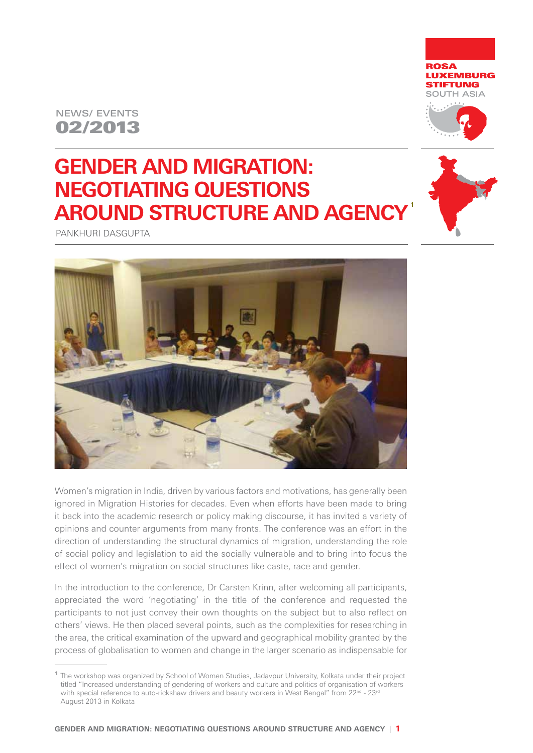ROSA LUXEMBURG STIFTUNG SOUTH ASIA

NEWS/ EVENTS
**02/2013**

# GENDER AND MIGRATION: NEGOTIATING QUESTIONS AROUND STRUCTURE AND AGENCY[1]

PANKHURI DASGUPTA

Women's migration in India, driven by various factors and motivations, has generally been ignored in Migration Histories for decades. Even when efforts have been made to bring it back into the academic research or policy making discourse, it has invited a variety of opinions and counter arguments from many fronts. The conference was an effort in the direction of understanding the structural dynamics of migration, understanding the role of social policy and legislation to aid the socially vulnerable and to bring into focus the effect of women's migration on social structures like caste, race and gender.

In the introduction to the conference, Dr Carsten Krinn, after welcoming all participants, appreciated the word 'negotiating' in the title of the conference and requested the participants to not just convey their own thoughts on the subject but to also reflect on others' views. He then placed several points, such as the complexities for researching in the area, the critical examination of the upward and geographical mobility granted by the process of globalisation to women and change in the larger scenario as indispensable for

---

[1] The workshop was organized by School of Women Studies, Jadavpur University, Kolkata under their project titled "Increased understanding of gendering of workers and culture and politics of organisation of workers with special reference to auto-rickshaw drivers and beauty workers in West Bengal" from 22nd - 23rd August 2013 in Kolkata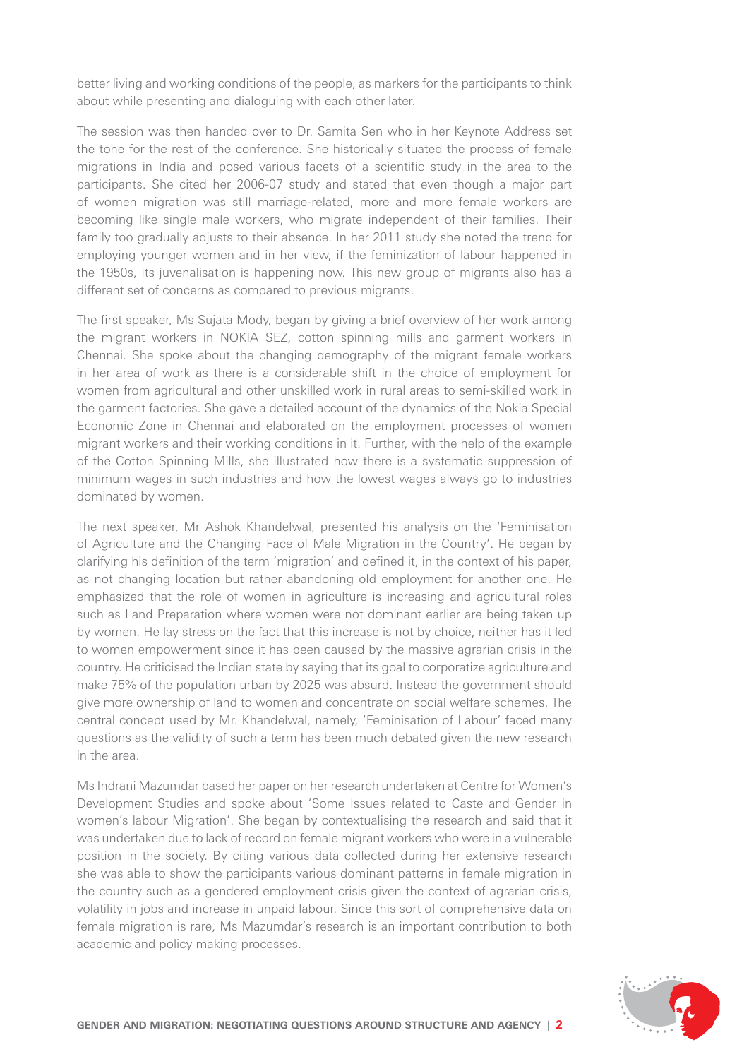better living and working conditions of the people, as markers for the participants to think about while presenting and dialoguing with each other later.

The session was then handed over to Dr. Samita Sen who in her Keynote Address set the tone for the rest of the conference. She historically situated the process of female migrations in India and posed various facets of a scientific study in the area to the participants. She cited her 2006-07 study and stated that even though a major part of women migration was still marriage-related, more and more female workers are becoming like single male workers, who migrate independent of their families. Their family too gradually adjusts to their absence. In her 2011 study she noted the trend for employing younger women and in her view, if the feminization of labour happened in the 1950s, its juvenalisation is happening now. This new group of migrants also has a different set of concerns as compared to previous migrants.

The first speaker, Ms Sujata Mody, began by giving a brief overview of her work among the migrant workers in NOKIA SEZ, cotton spinning mills and garment workers in Chennai. She spoke about the changing demography of the migrant female workers in her area of work as there is a considerable shift in the choice of employment for women from agricultural and other unskilled work in rural areas to semi-skilled work in the garment factories. She gave a detailed account of the dynamics of the Nokia Special Economic Zone in Chennai and elaborated on the employment processes of women migrant workers and their working conditions in it. Further, with the help of the example of the Cotton Spinning Mills, she illustrated how there is a systematic suppression of minimum wages in such industries and how the lowest wages always go to industries dominated by women.

The next speaker, Mr Ashok Khandelwal, presented his analysis on the 'Feminisation of Agriculture and the Changing Face of Male Migration in the Country'. He began by clarifying his definition of the term 'migration' and defined it, in the context of his paper, as not changing location but rather abandoning old employment for another one. He emphasized that the role of women in agriculture is increasing and agricultural roles such as Land Preparation where women were not dominant earlier are being taken up by women. He lay stress on the fact that this increase is not by choice, neither has it led to women empowerment since it has been caused by the massive agrarian crisis in the country. He criticised the Indian state by saying that its goal to corporatize agriculture and make 75% of the population urban by 2025 was absurd. Instead the government should give more ownership of land to women and concentrate on social welfare schemes. The central concept used by Mr. Khandelwal, namely, 'Feminisation of Labour' faced many questions as the validity of such a term has been much debated given the new research in the area.

Ms Indrani Mazumdar based her paper on her research undertaken at Centre for Women's Development Studies and spoke about 'Some Issues related to Caste and Gender in women's labour Migration'. She began by contextualising the research and said that it was undertaken due to lack of record on female migrant workers who were in a vulnerable position in the society. By citing various data collected during her extensive research she was able to show the participants various dominant patterns in female migration in the country such as a gendered employment crisis given the context of agrarian crisis, volatility in jobs and increase in unpaid labour. Since this sort of comprehensive data on female migration is rare, Ms Mazumdar's research is an important contribution to both academic and policy making processes.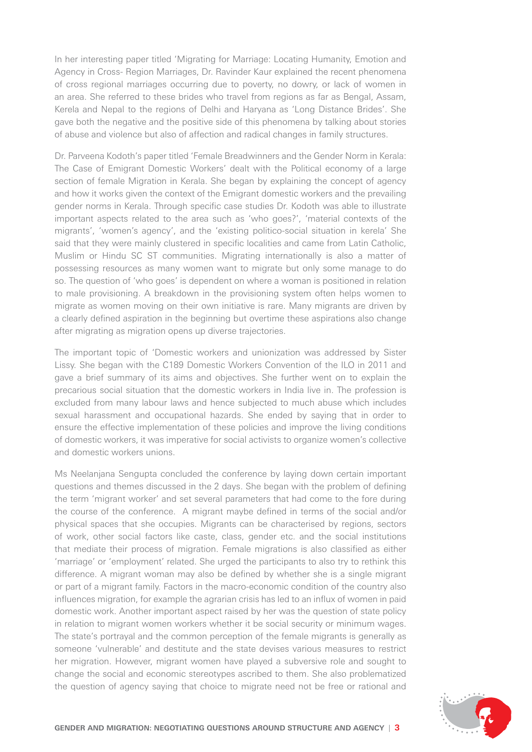In her interesting paper titled 'Migrating for Marriage: Locating Humanity, Emotion and Agency in Cross- Region Marriages, Dr. Ravinder Kaur explained the recent phenomena of cross regional marriages occurring due to poverty, no dowry, or lack of women in an area. She referred to these brides who travel from regions as far as Bengal, Assam, Kerela and Nepal to the regions of Delhi and Haryana as 'Long Distance Brides'. She gave both the negative and the positive side of this phenomena by talking about stories of abuse and violence but also of affection and radical changes in family structures.

Dr. Parveena Kodoth's paper titled 'Female Breadwinners and the Gender Norm in Kerala: The Case of Emigrant Domestic Workers' dealt with the Political economy of a large section of female Migration in Kerala. She began by explaining the concept of agency and how it works given the context of the Emigrant domestic workers and the prevailing gender norms in Kerala. Through specific case studies Dr. Kodoth was able to illustrate important aspects related to the area such as 'who goes?', 'material contexts of the migrants', 'women's agency', and the 'existing politico-social situation in kerela' She said that they were mainly clustered in specific localities and came from Latin Catholic, Muslim or Hindu SC ST communities. Migrating internationally is also a matter of possessing resources as many women want to migrate but only some manage to do so. The question of 'who goes' is dependent on where a woman is positioned in relation to male provisioning. A breakdown in the provisioning system often helps women to migrate as women moving on their own initiative is rare. Many migrants are driven by a clearly defined aspiration in the beginning but overtime these aspirations also change after migrating as migration opens up diverse trajectories.

The important topic of 'Domestic workers and unionization was addressed by Sister Lissy. She began with the C189 Domestic Workers Convention of the ILO in 2011 and gave a brief summary of its aims and objectives. She further went on to explain the precarious social situation that the domestic workers in India live in. The profession is excluded from many labour laws and hence subjected to much abuse which includes sexual harassment and occupational hazards. She ended by saying that in order to ensure the effective implementation of these policies and improve the living conditions of domestic workers, it was imperative for social activists to organize women's collective and domestic workers unions.

Ms Neelanjana Sengupta concluded the conference by laying down certain important questions and themes discussed in the 2 days. She began with the problem of defining the term 'migrant worker' and set several parameters that had come to the fore during the course of the conference. A migrant maybe defined in terms of the social and/or physical spaces that she occupies. Migrants can be characterised by regions, sectors of work, other social factors like caste, class, gender etc. and the social institutions that mediate their process of migration. Female migrations is also classified as either 'marriage' or 'employment' related. She urged the participants to also try to rethink this difference. A migrant woman may also be defined by whether she is a single migrant or part of a migrant family. Factors in the macro-economic condition of the country also influences migration, for example the agrarian crisis has led to an influx of women in paid domestic work. Another important aspect raised by her was the question of state policy in relation to migrant women workers whether it be social security or minimum wages. The state's portrayal and the common perception of the female migrants is generally as someone 'vulnerable' and destitute and the state devises various measures to restrict her migration. However, migrant women have played a subversive role and sought to change the social and economic stereotypes ascribed to them. She also problematized the question of agency saying that choice to migrate need not be free or rational and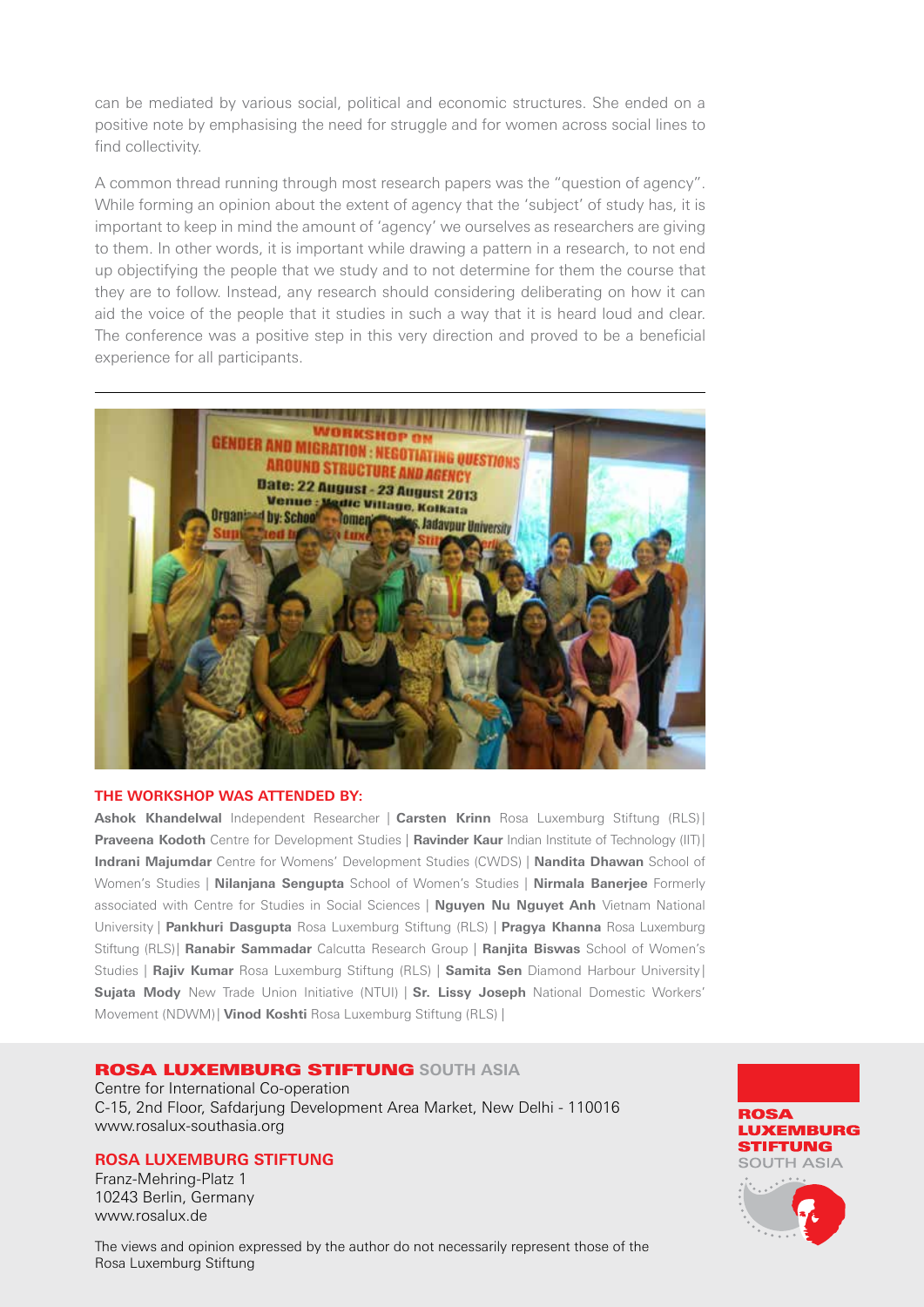can be mediated by various social, political and economic structures. She ended on a positive note by emphasising the need for struggle and for women across social lines to find collectivity.

A common thread running through most research papers was the "question of agency". While forming an opinion about the extent of agency that the 'subject' of study has, it is important to keep in mind the amount of 'agency' we ourselves as researchers are giving to them. In other words, it is important while drawing a pattern in a research, to not end up objectifying the people that we study and to not determine for them the course that they are to follow. Instead, any research should considering deliberating on how it can aid the voice of the people that it studies in such a way that it is heard loud and clear. The conference was a positive step in this very direction and proved to be a beneficial experience for all participants.

---

## THE WORKSHOP WAS ATTENDED BY:

**Ashok Khandelwal** Independent Researcher | **Carsten Krinn** Rosa Luxemburg Stiftung (RLS)| **Praveena Kodoth** Centre for Development Studies | **Ravinder Kaur** Indian Institute of Technology (IIT)| **Indrani Majumdar** Centre for Womens' Development Studies (CWDS) | **Nandita Dhawan** School of Women's Studies | **Nilanjana Sengupta** School of Women's Studies | **Nirmala Banerjee** Formerly associated with Centre for Studies in Social Sciences | **Nguyen Nu Nguyet Anh** Vietnam National University | **Pankhuri Dasgupta** Rosa Luxemburg Stiftung (RLS) | **Pragya Khanna** Rosa Luxemburg Stiftung (RLS)| **Ranabir Sammadar** Calcutta Research Group | **Ranjita Biswas** School of Women's Studies | **Rajiv Kumar** Rosa Luxemburg Stiftung (RLS) | **Samita Sen** Diamond Harbour University| **Sujata Mody** New Trade Union Initiative (NTUI) | **Sr. Lissy Joseph** National Domestic Workers' Movement (NDWM)| **Vinod Koshti** Rosa Luxemburg Stiftung (RLS) |

**ROSA LUXEMBURG STIFTUNG** SOUTH ASIA
Centre for International Co-operation
C-15, 2nd Floor, Safdarjung Development Area Market, New Delhi - 110016
www.rosalux-southasia.org

**ROSA LUXEMBURG STIFTUNG**
Franz-Mehring-Platz 1
10243 Berlin, Germany
www.rosalux.de

The views and opinion expressed by the author do not necessarily represent those of the Rosa Luxemburg Stiftung